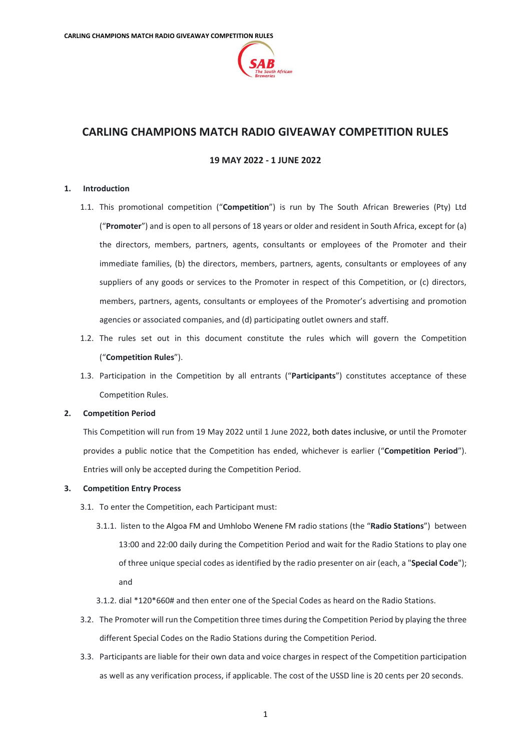# CARLING CHAMPIONS MATCH RADIO GIVEAWAY COMPETITION RULES

**19 MAY 2022 - 1 JUNE 2022**

**1. Introduction**

1.1. This promotional competition ("**Competition**") is run by The South African Breweries (Pty) Ltd ("**Promoter**") and is open to all persons of 18 years or older and resident in South Africa, except for (a) the directors, members, partners, agents, consultants or employees of the Promoter and their immediate families, (b) the directors, members, partners, agents, consultants or employees of any suppliers of any goods or services to the Promoter in respect of this Competition, or (c) directors, members, partners, agents, consultants or employees of the Promoter's advertising and promotion agencies or associated companies, and (d) participating outlet owners and staff.

1.2. The rules set out in this document constitute the rules which will govern the Competition ("**Competition Rules**").

1.3. Participation in the Competition by all entrants ("**Participants**") constitutes acceptance of these Competition Rules.

**2. Competition Period**

This Competition will run from 19 May 2022 until 1 June 2022, both dates inclusive, or until the Promoter provides a public notice that the Competition has ended, whichever is earlier ("**Competition Period**"). Entries will only be accepted during the Competition Period.

**3. Competition Entry Process**

3.1. To enter the Competition, each Participant must:

3.1.1. listen to the Algoa FM and Umhlobo Wenene FM radio stations (the "**Radio Stations**") between 13:00 and 22:00 daily during the Competition Period and wait for the Radio Stations to play one of three unique special codes as identified by the radio presenter on air (each, a "**Special Code**"); and

3.1.2. dial *120*660# and then enter one of the Special Codes as heard on the Radio Stations.

3.2. The Promoter will run the Competition three times during the Competition Period by playing the three different Special Codes on the Radio Stations during the Competition Period.

3.3. Participants are liable for their own data and voice charges in respect of the Competition participation as well as any verification process, if applicable. The cost of the USSD line is 20 cents per 20 seconds.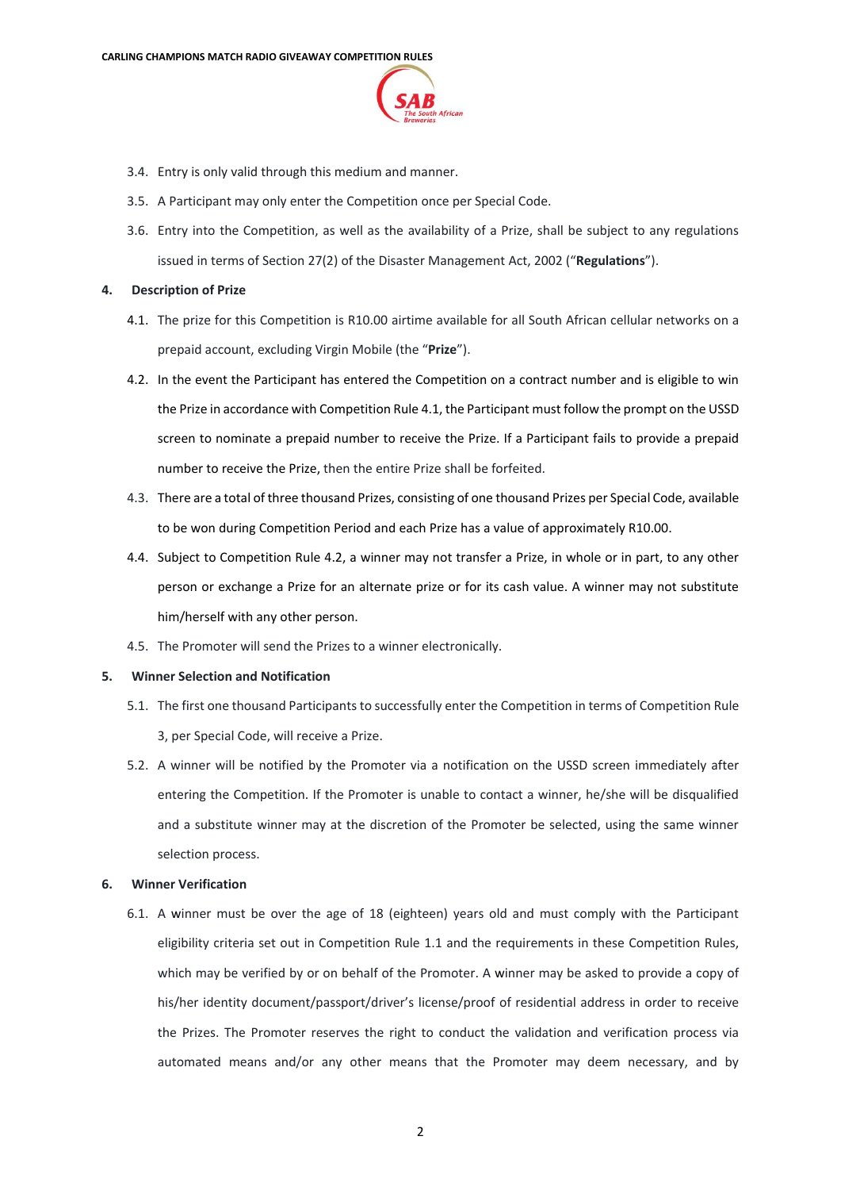3.4. Entry is only valid through this medium and manner.

3.5. A Participant may only enter the Competition once per Special Code.

3.6. Entry into the Competition, as well as the availability of a Prize, shall be subject to any regulations issued in terms of Section 27(2) of the Disaster Management Act, 2002 ("**Regulations**").

**4. Description of Prize**

4.1. The prize for this Competition is R10.00 airtime available for all South African cellular networks on a prepaid account, excluding Virgin Mobile (the "**Prize**").

4.2. In the event the Participant has entered the Competition on a contract number and is eligible to win the Prize in accordance with Competition Rule 4.1, the Participant must follow the prompt on the USSD screen to nominate a prepaid number to receive the Prize. If a Participant fails to provide a prepaid number to receive the Prize, then the entire Prize shall be forfeited.

4.3. There are a total of three thousand Prizes, consisting of one thousand Prizes per Special Code, available to be won during Competition Period and each Prize has a value of approximately R10.00.

4.4. Subject to Competition Rule 4.2, a winner may not transfer a Prize, in whole or in part, to any other person or exchange a Prize for an alternate prize or for its cash value. A winner may not substitute him/herself with any other person.

4.5. The Promoter will send the Prizes to a winner electronically.

**5. Winner Selection and Notification**

5.1. The first one thousand Participants to successfully enter the Competition in terms of Competition Rule 3, per Special Code, will receive a Prize.

5.2. A winner will be notified by the Promoter via a notification on the USSD screen immediately after entering the Competition. If the Promoter is unable to contact a winner, he/she will be disqualified and a substitute winner may at the discretion of the Promoter be selected, using the same winner selection process.

**6. Winner Verification**

6.1. A winner must be over the age of 18 (eighteen) years old and must comply with the Participant eligibility criteria set out in Competition Rule 1.1 and the requirements in these Competition Rules, which may be verified by or on behalf of the Promoter. A winner may be asked to provide a copy of his/her identity document/passport/driver's license/proof of residential address in order to receive the Prizes. The Promoter reserves the right to conduct the validation and verification process via automated means and/or any other means that the Promoter may deem necessary, and by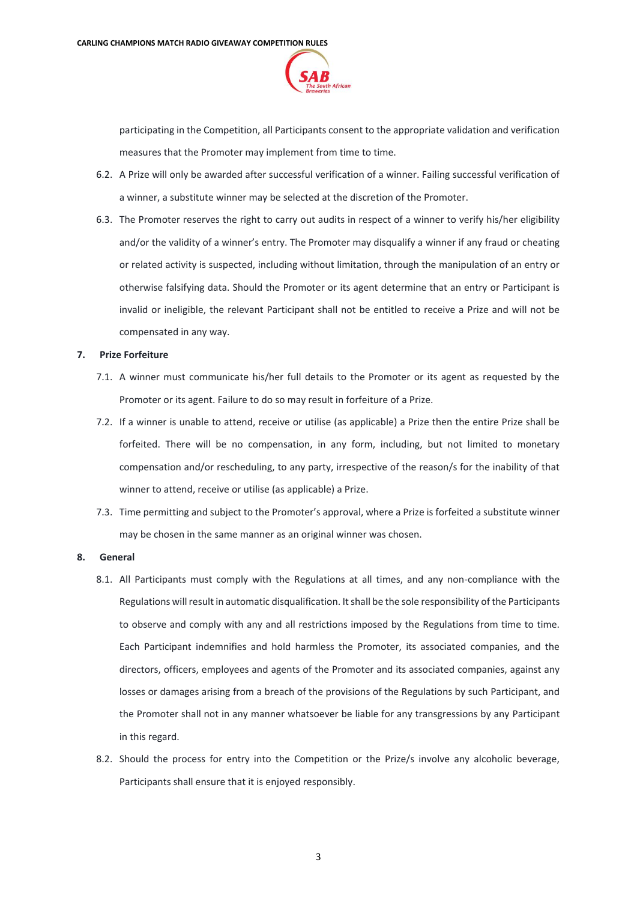participating in the Competition, all Participants consent to the appropriate validation and verification measures that the Promoter may implement from time to time.

6.2. A Prize will only be awarded after successful verification of a winner. Failing successful verification of a winner, a substitute winner may be selected at the discretion of the Promoter.

6.3. The Promoter reserves the right to carry out audits in respect of a winner to verify his/her eligibility and/or the validity of a winner's entry. The Promoter may disqualify a winner if any fraud or cheating or related activity is suspected, including without limitation, through the manipulation of an entry or otherwise falsifying data. Should the Promoter or its agent determine that an entry or Participant is invalid or ineligible, the relevant Participant shall not be entitled to receive a Prize and will not be compensated in any way.

**7. Prize Forfeiture**

7.1. A winner must communicate his/her full details to the Promoter or its agent as requested by the Promoter or its agent. Failure to do so may result in forfeiture of a Prize.

7.2. If a winner is unable to attend, receive or utilise (as applicable) a Prize then the entire Prize shall be forfeited. There will be no compensation, in any form, including, but not limited to monetary compensation and/or rescheduling, to any party, irrespective of the reason/s for the inability of that winner to attend, receive or utilise (as applicable) a Prize.

7.3. Time permitting and subject to the Promoter's approval, where a Prize is forfeited a substitute winner may be chosen in the same manner as an original winner was chosen.

**8. General**

8.1. All Participants must comply with the Regulations at all times, and any non-compliance with the Regulations will result in automatic disqualification. It shall be the sole responsibility of the Participants to observe and comply with any and all restrictions imposed by the Regulations from time to time. Each Participant indemnifies and hold harmless the Promoter, its associated companies, and the directors, officers, employees and agents of the Promoter and its associated companies, against any losses or damages arising from a breach of the provisions of the Regulations by such Participant, and the Promoter shall not in any manner whatsoever be liable for any transgressions by any Participant in this regard.

8.2. Should the process for entry into the Competition or the Prize/s involve any alcoholic beverage, Participants shall ensure that it is enjoyed responsibly.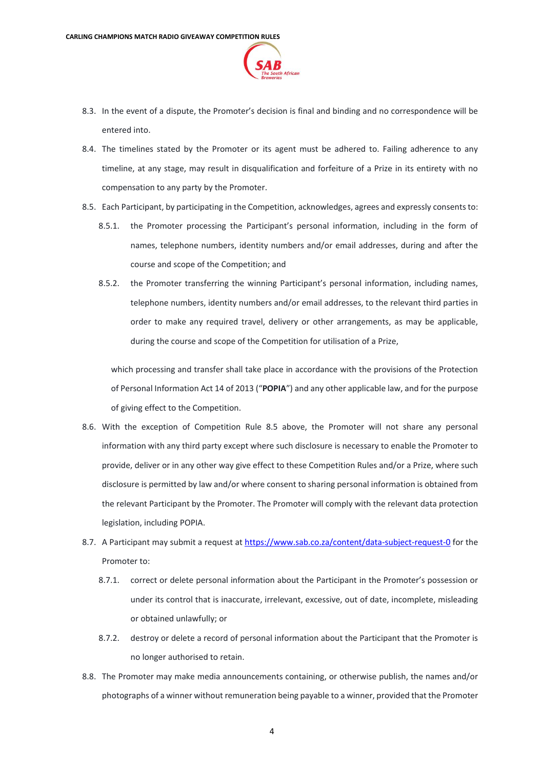8.3. In the event of a dispute, the Promoter's decision is final and binding and no correspondence will be entered into.

8.4. The timelines stated by the Promoter or its agent must be adhered to. Failing adherence to any timeline, at any stage, may result in disqualification and forfeiture of a Prize in its entirety with no compensation to any party by the Promoter.

8.5. Each Participant, by participating in the Competition, acknowledges, agrees and expressly consents to:

8.5.1. the Promoter processing the Participant's personal information, including in the form of names, telephone numbers, identity numbers and/or email addresses, during and after the course and scope of the Competition; and

8.5.2. the Promoter transferring the winning Participant's personal information, including names, telephone numbers, identity numbers and/or email addresses, to the relevant third parties in order to make any required travel, delivery or other arrangements, as may be applicable, during the course and scope of the Competition for utilisation of a Prize,

which processing and transfer shall take place in accordance with the provisions of the Protection of Personal Information Act 14 of 2013 ("**POPIA**") and any other applicable law, and for the purpose of giving effect to the Competition.

8.6. With the exception of Competition Rule 8.5 above, the Promoter will not share any personal information with any third party except where such disclosure is necessary to enable the Promoter to provide, deliver or in any other way give effect to these Competition Rules and/or a Prize, where such disclosure is permitted by law and/or where consent to sharing personal information is obtained from the relevant Participant by the Promoter. The Promoter will comply with the relevant data protection legislation, including POPIA.

8.7. A Participant may submit a request at https://www.sab.co.za/content/data-subject-request-0 for the Promoter to:

8.7.1. correct or delete personal information about the Participant in the Promoter's possession or under its control that is inaccurate, irrelevant, excessive, out of date, incomplete, misleading or obtained unlawfully; or

8.7.2. destroy or delete a record of personal information about the Participant that the Promoter is no longer authorised to retain.

8.8. The Promoter may make media announcements containing, or otherwise publish, the names and/or photographs of a winner without remuneration being payable to a winner, provided that the Promoter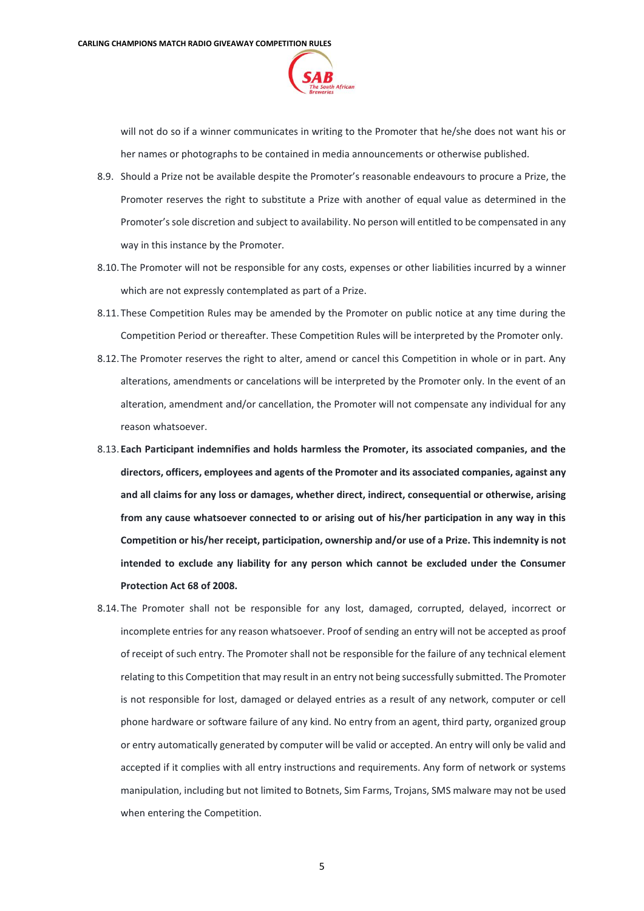will not do so if a winner communicates in writing to the Promoter that he/she does not want his or her names or photographs to be contained in media announcements or otherwise published.

8.9. Should a Prize not be available despite the Promoter's reasonable endeavours to procure a Prize, the Promoter reserves the right to substitute a Prize with another of equal value as determined in the Promoter's sole discretion and subject to availability. No person will entitled to be compensated in any way in this instance by the Promoter.

8.10. The Promoter will not be responsible for any costs, expenses or other liabilities incurred by a winner which are not expressly contemplated as part of a Prize.

8.11. These Competition Rules may be amended by the Promoter on public notice at any time during the Competition Period or thereafter. These Competition Rules will be interpreted by the Promoter only.

8.12. The Promoter reserves the right to alter, amend or cancel this Competition in whole or in part. Any alterations, amendments or cancelations will be interpreted by the Promoter only. In the event of an alteration, amendment and/or cancellation, the Promoter will not compensate any individual for any reason whatsoever.

8.13. **Each Participant indemnifies and holds harmless the Promoter, its associated companies, and the directors, officers, employees and agents of the Promoter and its associated companies, against any and all claims for any loss or damages, whether direct, indirect, consequential or otherwise, arising from any cause whatsoever connected to or arising out of his/her participation in any way in this Competition or his/her receipt, participation, ownership and/or use of a Prize. This indemnity is not intended to exclude any liability for any person which cannot be excluded under the Consumer Protection Act 68 of 2008.**

8.14. The Promoter shall not be responsible for any lost, damaged, corrupted, delayed, incorrect or incomplete entries for any reason whatsoever. Proof of sending an entry will not be accepted as proof of receipt of such entry. The Promoter shall not be responsible for the failure of any technical element relating to this Competition that may result in an entry not being successfully submitted. The Promoter is not responsible for lost, damaged or delayed entries as a result of any network, computer or cell phone hardware or software failure of any kind. No entry from an agent, third party, organized group or entry automatically generated by computer will be valid or accepted. An entry will only be valid and accepted if it complies with all entry instructions and requirements. Any form of network or systems manipulation, including but not limited to Botnets, Sim Farms, Trojans, SMS malware may not be used when entering the Competition.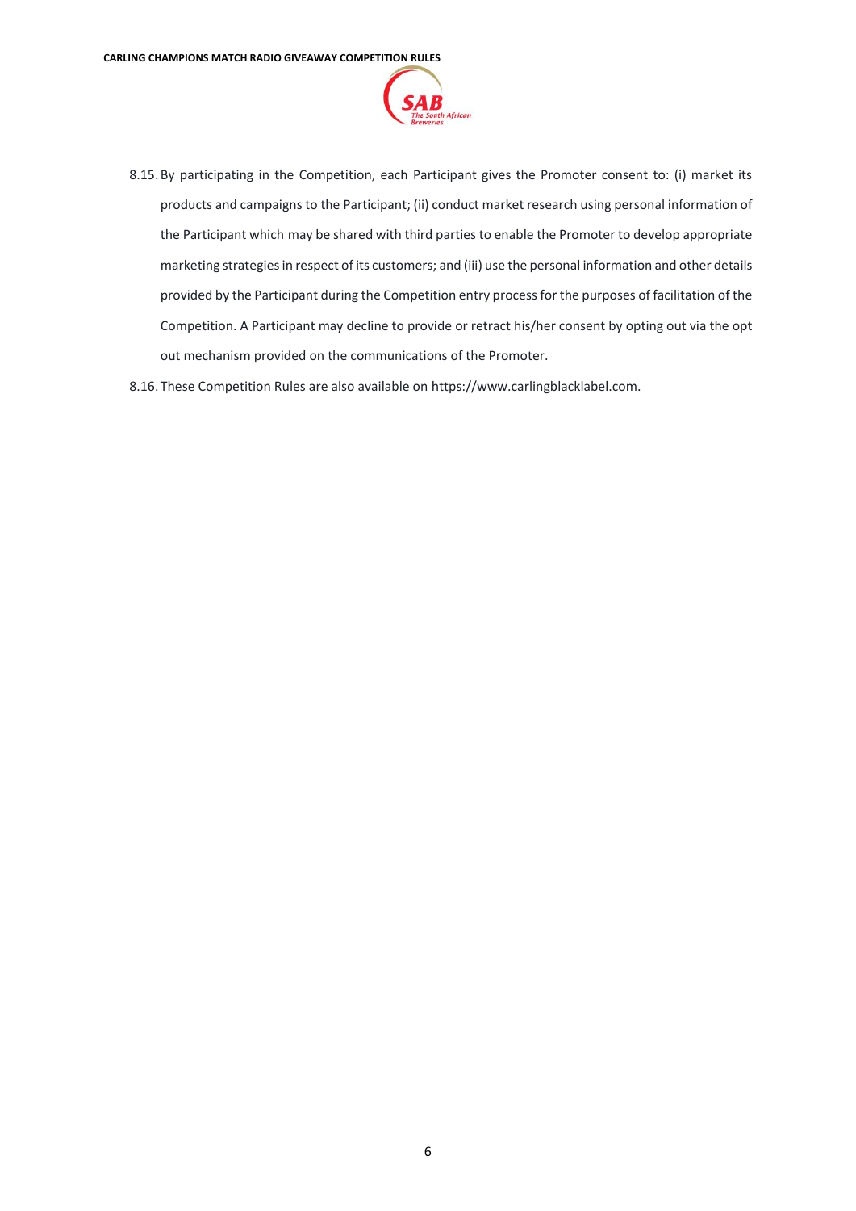8.15. By participating in the Competition, each Participant gives the Promoter consent to: (i) market its products and campaigns to the Participant; (ii) conduct market research using personal information of the Participant which may be shared with third parties to enable the Promoter to develop appropriate marketing strategies in respect of its customers; and (iii) use the personal information and other details provided by the Participant during the Competition entry process for the purposes of facilitation of the Competition. A Participant may decline to provide or retract his/her consent by opting out via the opt out mechanism provided on the communications of the Promoter.

8.16. These Competition Rules are also available on https://www.carlingblacklabel.com.